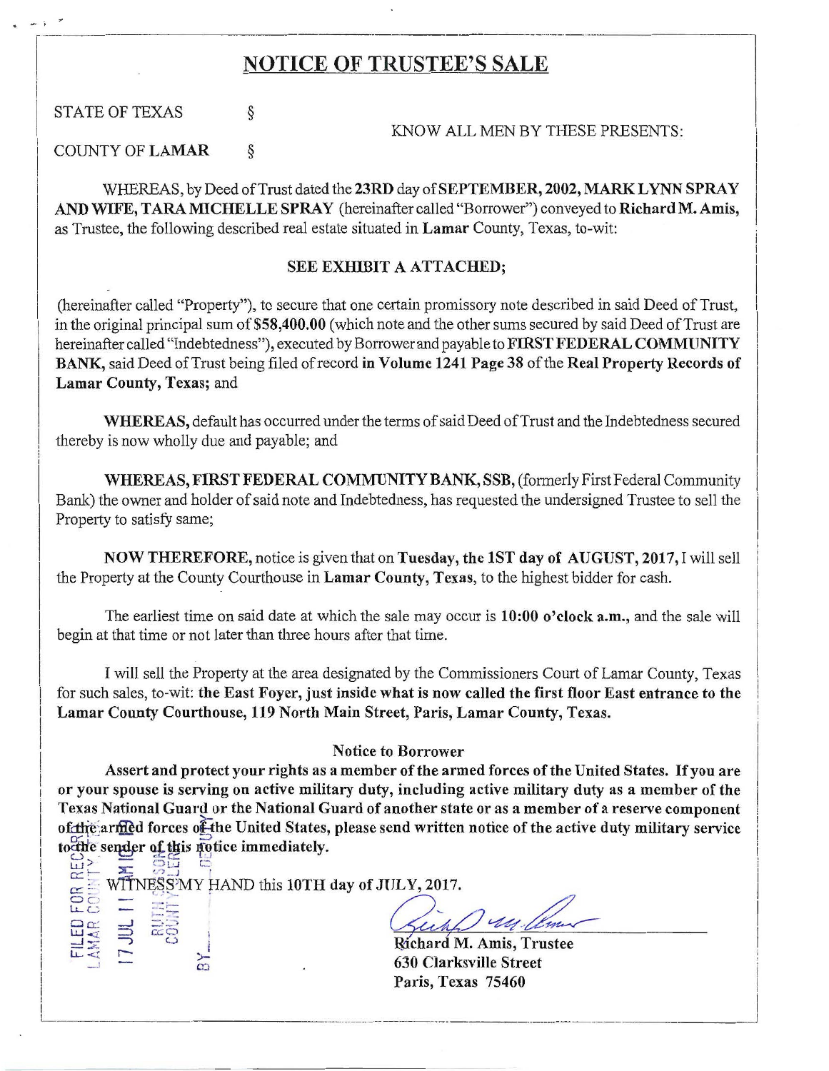# NOTICE OF TRUSTEE'S SALE

STATE OF TEXAS §

KNOW ALL MEN BY THESE PRESENTS:

COUNTY OF **LAMAR** §

WHEREAS, by Deed of Trust dated the **23RD** day of **SEPTEMBER, 2002, MARK LYNN SPRAY AND WIFE, TARA MICHELLE SPRAY** (hereinafter called "Borrower") conveyed to **Richard M. Amis,** as Trustee, the following described real estate situated in **Lamar** County, Texas, to-wit:

**SEE EXHIBIT A ATTACHED;**

(hereinafter called "Property"), to secure that one certain promissory note described in said Deed of Trust, in the original principal sum of **$58,400.00** (which note and the other sums secured by said Deed of Trust are hereinafter called "Indebtedness"), executed by Borrower and payable to **FIRST FEDERAL COMMUNITY BANK,** said Deed of Trust being filed of record **in Volume 1241 Page 38** of the **Real Property Records of Lamar County, Texas;** and

**WHEREAS,** default has occurred under the terms of said Deed of Trust and the Indebtedness secured thereby is now wholly due and payable; and

**WHEREAS, FIRST FEDERAL COMMUNITY BANK, SSB,** (formerly First Federal Community Bank) the owner and holder of said note and Indebtedness, has requested the undersigned Trustee to sell the Property to satisfy same;

**NOW THEREFORE,** notice is given that on **Tuesday, the 1ST day of AUGUST, 2017,** I will sell the Property at the County Courthouse in **Lamar County, Texas,** to the highest bidder for cash.

The earliest time on said date at which the sale may occur is **10:00 o'clock a.m.,** and the sale will begin at that time or not later than three hours after that time.

I will sell the Property at the area designated by the Commissioners Court of Lamar County, Texas for such sales, to-wit: **the East Foyer, just inside what is now called the first floor East entrance to the Lamar County Courthouse, 119 North Main Street, Paris, Lamar County, Texas.**

Notice to Borrower

**Assert and protect your rights as a member of the armed forces of the United States. If you are or your spouse is serving on active military duty, including active military duty as a member of the Texas National Guard or the National Guard of another state or as a member of a reserve component of the armed forces of the United States, please send written notice of the active duty military service to the sender of this notice immediately.**

FILED FOR RECORD LAMAR COUNTY 17 JUL 11 AM 10 RUTH SISSON COUNTY CLERK BY DEPUTY

WITNESS MY HAND this **10TH** day of **JULY, 2017.**

**Richard M. Amis, Trustee**
**630 Clarksville Street**
**Paris, Texas 75460**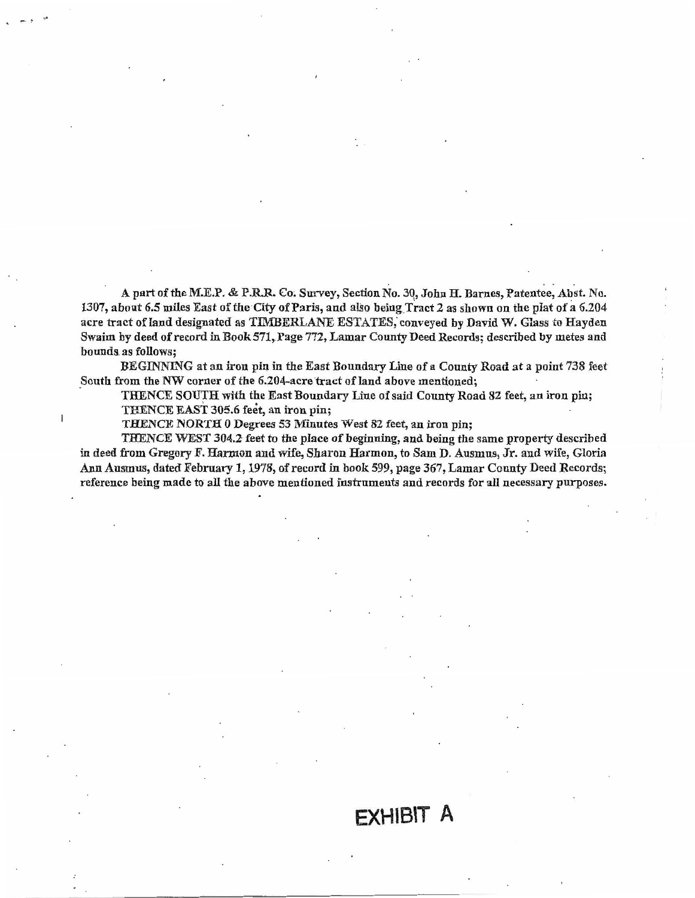A part of the M.E.P. & P.R.R. Co. Survey, Section No. 30, John H. Barnes, Patentee, Abst. No. 1307, about 6.5 miles East of the City of Paris, and also being Tract 2 as shown on the plat of a 6.204 acre tract of land designated as TIMBERLANE ESTATES, conveyed by David W. Glass to Hayden Swaim by deed of record in Book 571, Page 772, Lamar County Deed Records; described by metes and bounds as follows;

BEGINNING at an iron pin in the East Boundary Line of a County Road at a point 738 feet South from the NW corner of the 6.204-acre tract of land above mentioned;

THENCE SOUTH with the East Boundary Line of said County Road 82 feet, an iron pin;

THENCE EAST 305.6 feet, an iron pin;

THENCE NORTH 0 Degrees 53 Minutes West 82 feet, an iron pin;

THENCE WEST 304.2 feet to the place of beginning, and being the same property described in deed from Gregory F. Harmon and wife, Sharon Harmon, to Sam D. Ausmus, Jr. and wife, Gloria Ann Ausmus, dated February 1, 1978, of record in book 599, page 367, Lamar County Deed Records; reference being made to all the above mentioned instruments and records for all necessary purposes.

**EXHIBIT A**